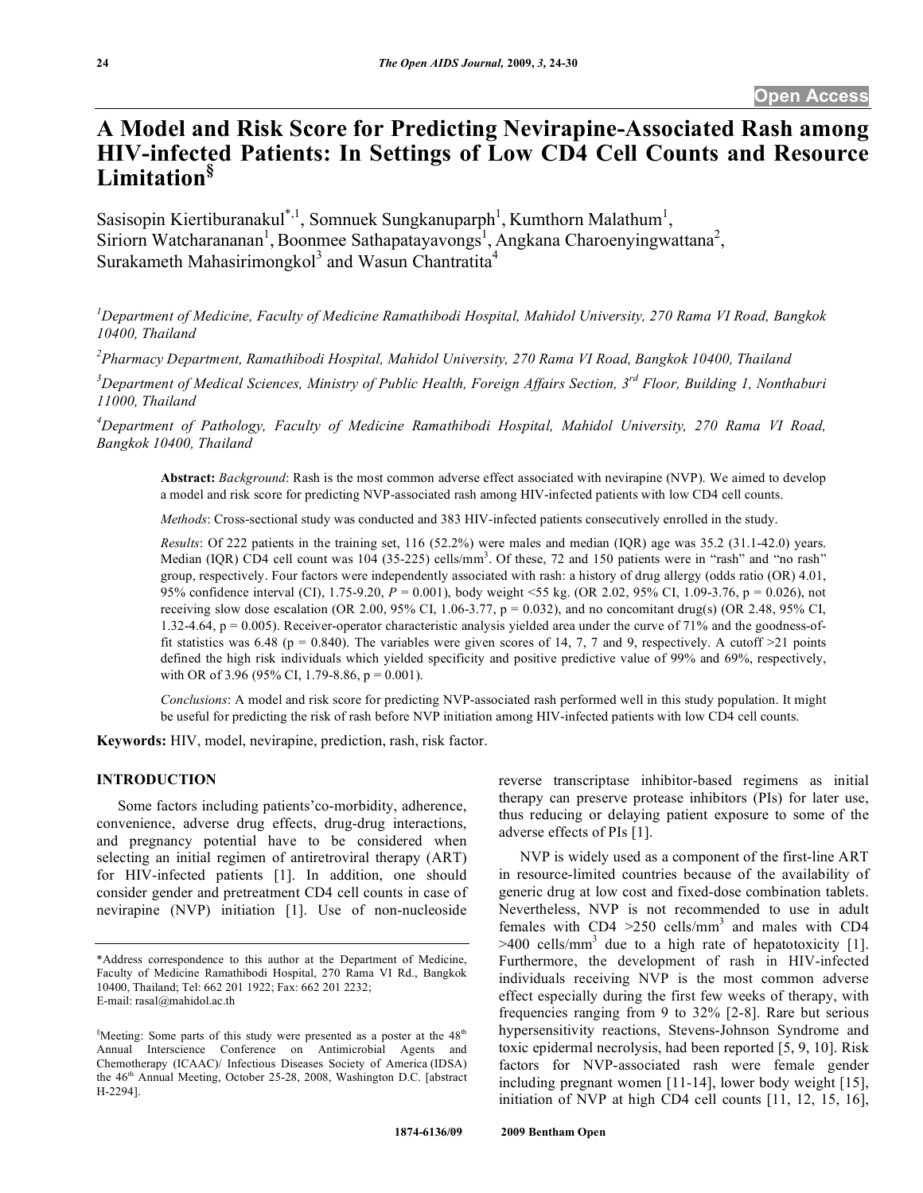# A Model and Risk Score for Predicting Nevirapine-Associated Rash among HIV-infected Patients: In Settings of Low CD4 Cell Counts and Resource Limitation[§]

Sasisopin Kiertiburanakul[*,1], Somnuek Sungkanuparph[1], Kumthorn Malathum[1], Siriorn Watcharananan[1], Boonmee Sathapatayavongs[1], Angkana Charoenyingwattana[2], Surakameth Mahasirimongkol[3] and Wasun Chantratita[4]

[1]Department of Medicine, Faculty of Medicine Ramathibodi Hospital, Mahidol University, 270 Rama VI Road, Bangkok 10400, Thailand

[2]Pharmacy Department, Ramathibodi Hospital, Mahidol University, 270 Rama VI Road, Bangkok 10400, Thailand

[3]Department of Medical Sciences, Ministry of Public Health, Foreign Affairs Section, 3[rd] Floor, Building 1, Nonthaburi 11000, Thailand

[4]Department of Pathology, Faculty of Medicine Ramathibodi Hospital, Mahidol University, 270 Rama VI Road, Bangkok 10400, Thailand

**Abstract:** *Background*: Rash is the most common adverse effect associated with nevirapine (NVP). We aimed to develop a model and risk score for predicting NVP-associated rash among HIV-infected patients with low CD4 cell counts.

*Methods*: Cross-sectional study was conducted and 383 HIV-infected patients consecutively enrolled in the study.

*Results*: Of 222 patients in the training set, 116 (52.2%) were males and median (IQR) age was 35.2 (31.1-42.0) years. Median (IQR) CD4 cell count was 104 (35-225) cells/mm$^3$. Of these, 72 and 150 patients were in "rash" and "no rash" group, respectively. Four factors were independently associated with rash: a history of drug allergy (odds ratio (OR) 4.01, 95% confidence interval (CI), 1.75-9.20, $P$ = 0.001), body weight <55 kg. (OR 2.02, 95% CI, 1.09-3.76, p = 0.026), not receiving slow dose escalation (OR 2.00, 95% CI, 1.06-3.77, p = 0.032), and no concomitant drug(s) (OR 2.48, 95% CI, 1.32-4.64, p = 0.005). Receiver-operator characteristic analysis yielded area under the curve of 71% and the goodness-of-fit statistics was 6.48 (p = 0.840). The variables were given scores of 14, 7, 7 and 9, respectively. A cutoff >21 points defined the high risk individuals which yielded specificity and positive predictive value of 99% and 69%, respectively, with OR of 3.96 (95% CI, 1.79-8.86, p = 0.001).

*Conclusions*: A model and risk score for predicting NVP-associated rash performed well in this study population. It might be useful for predicting the risk of rash before NVP initiation among HIV-infected patients with low CD4 cell counts.

**Keywords:** HIV, model, nevirapine, prediction, rash, risk factor.

## INTRODUCTION

Some factors including patients'co-morbidity, adherence, convenience, adverse drug effects, drug-drug interactions, and pregnancy potential have to be considered when selecting an initial regimen of antiretroviral therapy (ART) for HIV-infected patients [1]. In addition, one should consider gender and pretreatment CD4 cell counts in case of nevirapine (NVP) initiation [1]. Use of non-nucleoside reverse transcriptase inhibitor-based regimens as initial therapy can preserve protease inhibitors (PIs) for later use, thus reducing or delaying patient exposure to some of the adverse effects of PIs [1].

NVP is widely used as a component of the first-line ART in resource-limited countries because of the availability of generic drug at low cost and fixed-dose combination tablets. Nevertheless, NVP is not recommended to use in adult females with CD4 >250 cells/mm$^3$ and males with CD4 >400 cells/mm$^3$ due to a high rate of hepatotoxicity [1]. Furthermore, the development of rash in HIV-infected individuals receiving NVP is the most common adverse effect especially during the first few weeks of therapy, with frequencies ranging from 9 to 32% [2-8]. Rare but serious hypersensitivity reactions, Stevens-Johnson Syndrome and toxic epidermal necrolysis, had been reported [5, 9, 10]. Risk factors for NVP-associated rash were female gender including pregnant women [11-14], lower body weight [15], initiation of NVP at high CD4 cell counts [11, 12, 15, 16],

*Address correspondence to this author at the Department of Medicine, Faculty of Medicine Ramathibodi Hospital, 270 Rama VI Rd., Bangkok 10400, Thailand; Tel: 662 201 1922; Fax: 662 201 2232; E-mail: rasal@mahidol.ac.th

[§]Meeting: Some parts of this study were presented as a poster at the 48[th] Annual Interscience Conference on Antimicrobial Agents and Chemotherapy (ICAAC)/ Infectious Diseases Society of America (IDSA) the 46[th] Annual Meeting, October 25-28, 2008, Washington D.C. [abstract H-2294].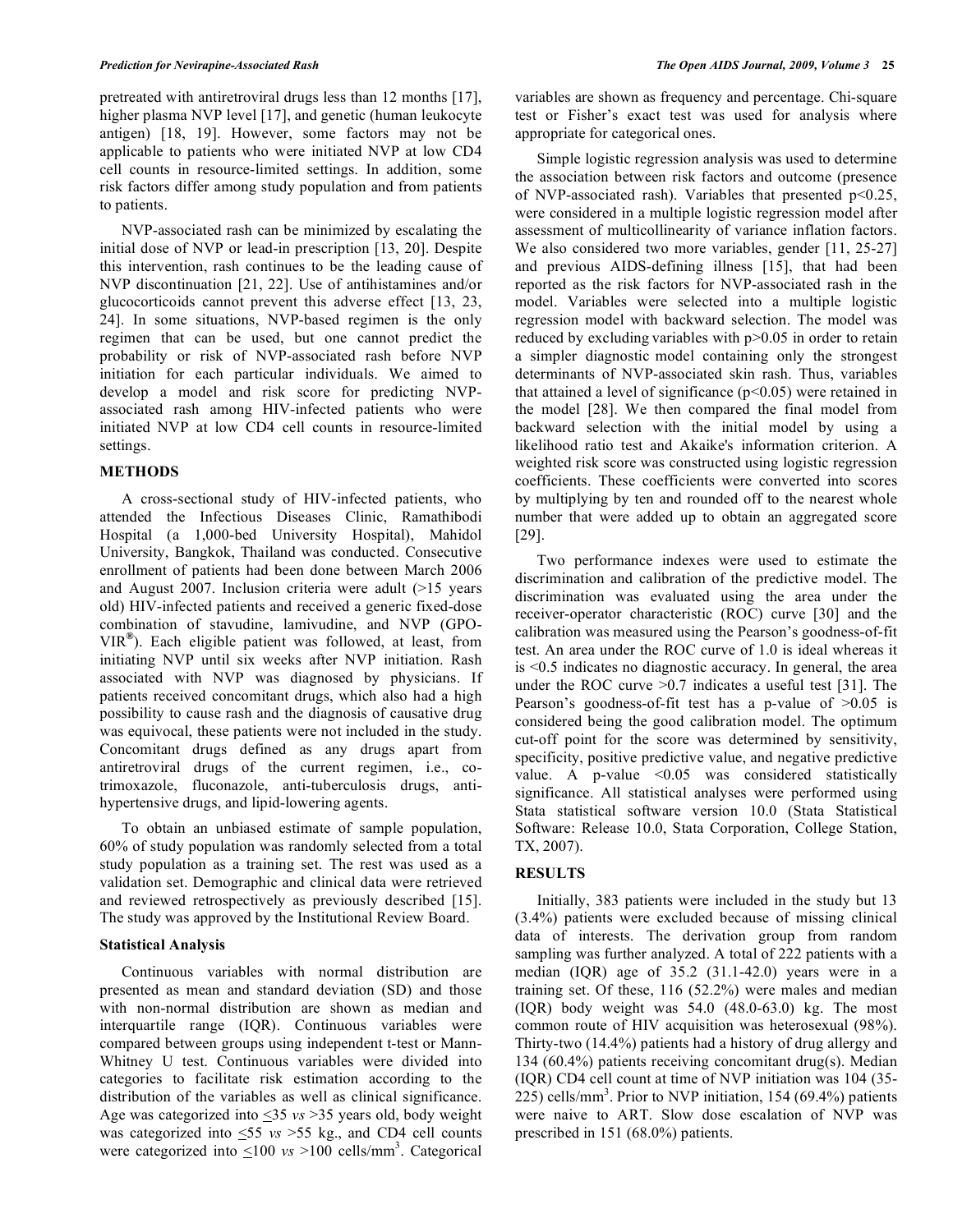pretreated with antiretroviral drugs less than 12 months [17], higher plasma NVP level [17], and genetic (human leukocyte antigen) [18, 19]. However, some factors may not be applicable to patients who were initiated NVP at low CD4 cell counts in resource-limited settings. In addition, some risk factors differ among study population and from patients to patients.

NVP-associated rash can be minimized by escalating the initial dose of NVP or lead-in prescription [13, 20]. Despite this intervention, rash continues to be the leading cause of NVP discontinuation [21, 22]. Use of antihistamines and/or glucocorticoids cannot prevent this adverse effect [13, 23, 24]. In some situations, NVP-based regimen is the only regimen that can be used, but one cannot predict the probability or risk of NVP-associated rash before NVP initiation for each particular individuals. We aimed to develop a model and risk score for predicting NVP-associated rash among HIV-infected patients who were initiated NVP at low CD4 cell counts in resource-limited settings.

## METHODS

A cross-sectional study of HIV-infected patients, who attended the Infectious Diseases Clinic, Ramathibodi Hospital (a 1,000-bed University Hospital), Mahidol University, Bangkok, Thailand was conducted. Consecutive enrollment of patients had been done between March 2006 and August 2007. Inclusion criteria were adult (>15 years old) HIV-infected patients and received a generic fixed-dose combination of stavudine, lamivudine, and NVP (GPO-VIR®). Each eligible patient was followed, at least, from initiating NVP until six weeks after NVP initiation. Rash associated with NVP was diagnosed by physicians. If patients received concomitant drugs, which also had a high possibility to cause rash and the diagnosis of causative drug was equivocal, these patients were not included in the study. Concomitant drugs defined as any drugs apart from antiretroviral drugs of the current regimen, i.e., co-trimoxazole, fluconazole, anti-tuberculosis drugs, anti-hypertensive drugs, and lipid-lowering agents.

To obtain an unbiased estimate of sample population, 60% of study population was randomly selected from a total study population as a training set. The rest was used as a validation set. Demographic and clinical data were retrieved and reviewed retrospectively as previously described [15]. The study was approved by the Institutional Review Board.

### Statistical Analysis

Continuous variables with normal distribution are presented as mean and standard deviation (SD) and those with non-normal distribution are shown as median and interquartile range (IQR). Continuous variables were compared between groups using independent t-test or Mann-Whitney U test. Continuous variables were divided into categories to facilitate risk estimation according to the distribution of the variables as well as clinical significance. Age was categorized into ≤35 *vs* >35 years old, body weight was categorized into ≤55 *vs* >55 kg., and CD4 cell counts were categorized into ≤100 *vs* >100 cells/mm$^3$. Categorical variables are shown as frequency and percentage. Chi-square test or Fisher's exact test was used for analysis where appropriate for categorical ones.

Simple logistic regression analysis was used to determine the association between risk factors and outcome (presence of NVP-associated rash). Variables that presented $p<0.25$, were considered in a multiple logistic regression model after assessment of multicollinearity of variance inflation factors. We also considered two more variables, gender [11, 25-27] and previous AIDS-defining illness [15], that had been reported as the risk factors for NVP-associated rash in the model. Variables were selected into a multiple logistic regression model with backward selection. The model was reduced by excluding variables with $p>0.05$ in order to retain a simpler diagnostic model containing only the strongest determinants of NVP-associated skin rash. Thus, variables that attained a level of significance ($p<0.05$) were retained in the model [28]. We then compared the final model from backward selection with the initial model by using a likelihood ratio test and Akaike's information criterion. A weighted risk score was constructed using logistic regression coefficients. These coefficients were converted into scores by multiplying by ten and rounded off to the nearest whole number that were added up to obtain an aggregated score [29].

Two performance indexes were used to estimate the discrimination and calibration of the predictive model. The discrimination was evaluated using the area under the receiver-operator characteristic (ROC) curve [30] and the calibration was measured using the Pearson's goodness-of-fit test. An area under the ROC curve of 1.0 is ideal whereas it is <0.5 indicates no diagnostic accuracy. In general, the area under the ROC curve >0.7 indicates a useful test [31]. The Pearson's goodness-of-fit test has a p-value of >0.05 is considered being the good calibration model. The optimum cut-off point for the score was determined by sensitivity, specificity, positive predictive value, and negative predictive value. A p-value <0.05 was considered statistically significance. All statistical analyses were performed using Stata statistical software version 10.0 (Stata Statistical Software: Release 10.0, Stata Corporation, College Station, TX, 2007).

## RESULTS

Initially, 383 patients were included in the study but 13 (3.4%) patients were excluded because of missing clinical data of interests. The derivation group from random sampling was further analyzed. A total of 222 patients with a median (IQR) age of 35.2 (31.1-42.0) years were in a training set. Of these, 116 (52.2%) were males and median (IQR) body weight was 54.0 (48.0-63.0) kg. The most common route of HIV acquisition was heterosexual (98%). Thirty-two (14.4%) patients had a history of drug allergy and 134 (60.4%) patients receiving concomitant drug(s). Median (IQR) CD4 cell count at time of NVP initiation was 104 (35-225) cells/mm$^3$. Prior to NVP initiation, 154 (69.4%) patients were naive to ART. Slow dose escalation of NVP was prescribed in 151 (68.0%) patients.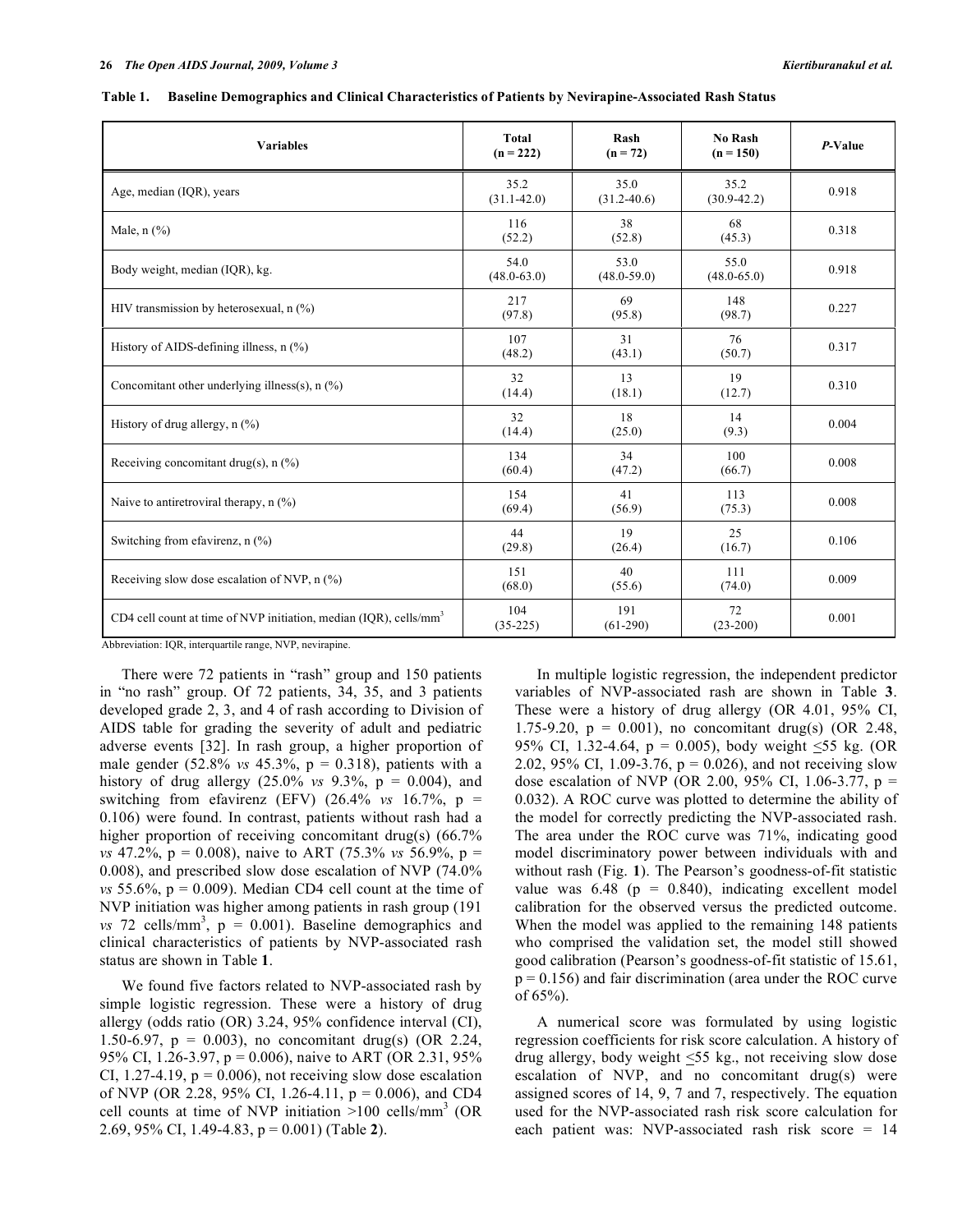**Table 1. Baseline Demographics and Clinical Characteristics of Patients by Nevirapine-Associated Rash Status**

| Variables | Total (n = 222) | Rash (n = 72) | No Rash (n = 150) | *P*-Value |
|---|---|---|---|---|
| Age, median (IQR), years | 35.2 (31.1-42.0) | 35.0 (31.2-40.6) | 35.2 (30.9-42.2) | 0.918 |
| Male, n (%) | 116 (52.2) | 38 (52.8) | 68 (45.3) | 0.318 |
| Body weight, median (IQR), kg. | 54.0 (48.0-63.0) | 53.0 (48.0-59.0) | 55.0 (48.0-65.0) | 0.918 |
| HIV transmission by heterosexual, n (%) | 217 (97.8) | 69 (95.8) | 148 (98.7) | 0.227 |
| History of AIDS-defining illness, n (%) | 107 (48.2) | 31 (43.1) | 76 (50.7) | 0.317 |
| Concomitant other underlying illness(s), n (%) | 32 (14.4) | 13 (18.1) | 19 (12.7) | 0.310 |
| History of drug allergy, n (%) | 32 (14.4) | 18 (25.0) | 14 (9.3) | 0.004 |
| Receiving concomitant drug(s), n (%) | 134 (60.4) | 34 (47.2) | 100 (66.7) | 0.008 |
| Naive to antiretroviral therapy, n (%) | 154 (69.4) | 41 (56.9) | 113 (75.3) | 0.008 |
| Switching from efavirenz, n (%) | 44 (29.8) | 19 (26.4) | 25 (16.7) | 0.106 |
| Receiving slow dose escalation of NVP, n (%) | 151 (68.0) | 40 (55.6) | 111 (74.0) | 0.009 |
| CD4 cell count at time of NVP initiation, median (IQR), cells/mm$^3$ | 104 (35-225) | 191 (61-290) | 72 (23-200) | 0.001 |

Abbreviation: IQR, interquartile range, NVP, nevirapine.

There were 72 patients in "rash" group and 150 patients in "no rash" group. Of 72 patients, 34, 35, and 3 patients developed grade 2, 3, and 4 of rash according to Division of AIDS table for grading the severity of adult and pediatric adverse events [32]. In rash group, a higher proportion of male gender (52.8% *vs* 45.3%, p = 0.318), patients with a history of drug allergy (25.0% *vs* 9.3%, p = 0.004), and switching from efavirenz (EFV) (26.4% *vs* 16.7%, p = 0.106) were found. In contrast, patients without rash had a higher proportion of receiving concomitant drug(s) (66.7% *vs* 47.2%, p = 0.008), naive to ART (75.3% *vs* 56.9%, p = 0.008), and prescribed slow dose escalation of NVP (74.0% *vs* 55.6%, p = 0.009). Median CD4 cell count at the time of NVP initiation was higher among patients in rash group (191 *vs* 72 cells/mm$^3$, p = 0.001). Baseline demographics and clinical characteristics of patients by NVP-associated rash status are shown in Table **1**.

We found five factors related to NVP-associated rash by simple logistic regression. These were a history of drug allergy (odds ratio (OR) 3.24, 95% confidence interval (CI), 1.50-6.97, p = 0.003), no concomitant drug(s) (OR 2.24, 95% CI, 1.26-3.97, p = 0.006), naive to ART (OR 2.31, 95% CI, 1.27-4.19, p = 0.006), not receiving slow dose escalation of NVP (OR 2.28, 95% CI, 1.26-4.11, p = 0.006), and CD4 cell counts at time of NVP initiation >100 cells/mm$^3$ (OR 2.69, 95% CI, 1.49-4.83, p = 0.001) (Table **2**).

In multiple logistic regression, the independent predictor variables of NVP-associated rash are shown in Table **3**. These were a history of drug allergy (OR 4.01, 95% CI, 1.75-9.20, p = 0.001), no concomitant drug(s) (OR 2.48, 95% CI, 1.32-4.64, p = 0.005), body weight ≤55 kg. (OR 2.02, 95% CI, 1.09-3.76, p = 0.026), and not receiving slow dose escalation of NVP (OR 2.00, 95% CI, 1.06-3.77, p = 0.032). A ROC curve was plotted to determine the ability of the model for correctly predicting the NVP-associated rash. The area under the ROC curve was 71%, indicating good model discriminatory power between individuals with and without rash (Fig. **1**). The Pearson's goodness-of-fit statistic value was 6.48 (p = 0.840), indicating excellent model calibration for the observed versus the predicted outcome. When the model was applied to the remaining 148 patients who comprised the validation set, the model still showed good calibration (Pearson's goodness-of-fit statistic of 15.61, p = 0.156) and fair discrimination (area under the ROC curve of 65%).

A numerical score was formulated by using logistic regression coefficients for risk score calculation. A history of drug allergy, body weight ≤55 kg., not receiving slow dose escalation of NVP, and no concomitant drug(s) were assigned scores of 14, 9, 7 and 7, respectively. The equation used for the NVP-associated rash risk score calculation for each patient was: NVP-associated rash risk score = 14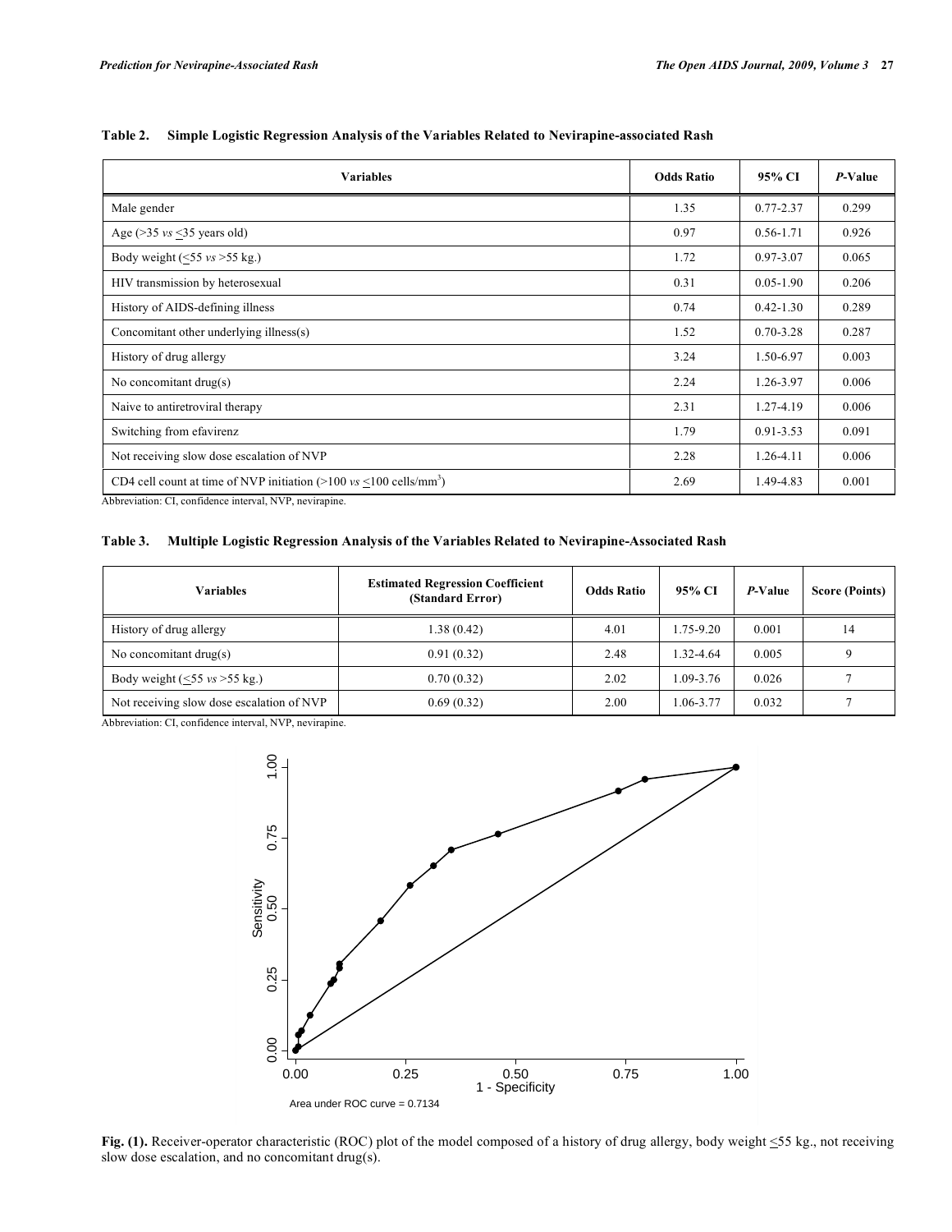**Table 2. Simple Logistic Regression Analysis of the Variables Related to Nevirapine-associated Rash**

| Variables | Odds Ratio | 95% CI | *P*-Value |
|---|---|---|---|
| Male gender | 1.35 | 0.77-2.37 | 0.299 |
| Age (>35 *vs* ≤35 years old) | 0.97 | 0.56-1.71 | 0.926 |
| Body weight (≤55 *vs* >55 kg.) | 1.72 | 0.97-3.07 | 0.065 |
| HIV transmission by heterosexual | 0.31 | 0.05-1.90 | 0.206 |
| History of AIDS-defining illness | 0.74 | 0.42-1.30 | 0.289 |
| Concomitant other underlying illness(s) | 1.52 | 0.70-3.28 | 0.287 |
| History of drug allergy | 3.24 | 1.50-6.97 | 0.003 |
| No concomitant drug(s) | 2.24 | 1.26-3.97 | 0.006 |
| Naive to antiretroviral therapy | 2.31 | 1.27-4.19 | 0.006 |
| Switching from efavirenz | 1.79 | 0.91-3.53 | 0.091 |
| Not receiving slow dose escalation of NVP | 2.28 | 1.26-4.11 | 0.006 |
| CD4 cell count at time of NVP initiation (>100 *vs* ≤100 cells/$mm^3$) | 2.69 | 1.49-4.83 | 0.001 |

Abbreviation: CI, confidence interval, NVP, nevirapine.

**Table 3. Multiple Logistic Regression Analysis of the Variables Related to Nevirapine-Associated Rash**

| Variables | Estimated Regression Coefficient (Standard Error) | Odds Ratio | 95% CI | *P*-Value | Score (Points) |
|---|---|---|---|---|---|
| History of drug allergy | 1.38 (0.42) | 4.01 | 1.75-9.20 | 0.001 | 14 |
| No concomitant drug(s) | 0.91 (0.32) | 2.48 | 1.32-4.64 | 0.005 | 9 |
| Body weight (≤55 *vs* >55 kg.) | 0.70 (0.32) | 2.02 | 1.09-3.76 | 0.026 | 7 |
| Not receiving slow dose escalation of NVP | 0.69 (0.32) | 2.00 | 1.06-3.77 | 0.032 | 7 |

Abbreviation: CI, confidence interval, NVP, nevirapine.

Area under ROC curve = 0.7134

**Fig. (1).** Receiver-operator characteristic (ROC) plot of the model composed of a history of drug allergy, body weight ≤55 kg., not receiving slow dose escalation, and no concomitant drug(s).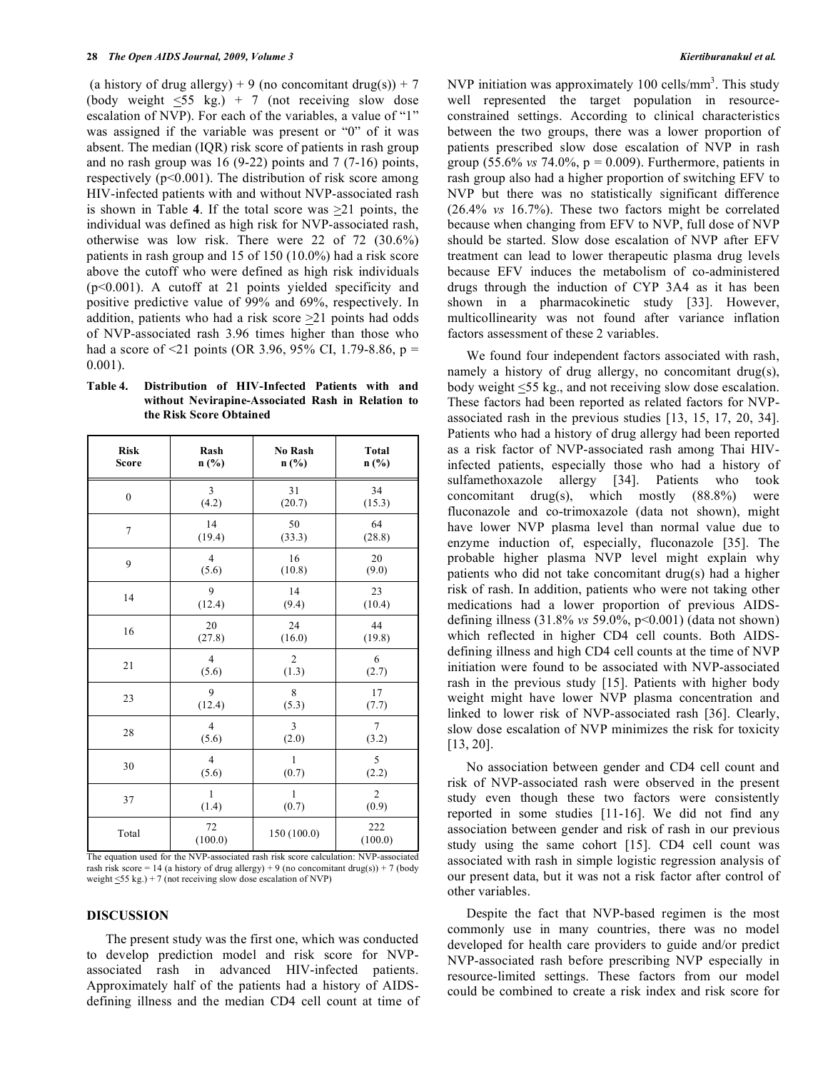(a history of drug allergy) + 9 (no concomitant drug(s)) + 7 (body weight $\leq$55 kg.) + 7 (not receiving slow dose escalation of NVP). For each of the variables, a value of "1" was assigned if the variable was present or "0" of it was absent. The median (IQR) risk score of patients in rash group and no rash group was 16 (9-22) points and 7 (7-16) points, respectively ($p<0.001$). The distribution of risk score among HIV-infected patients with and without NVP-associated rash is shown in Table **4**. If the total score was $\geq$21 points, the individual was defined as high risk for NVP-associated rash, otherwise was low risk. There were 22 of 72 (30.6%) patients in rash group and 15 of 150 (10.0%) had a risk score above the cutoff who were defined as high risk individuals ($p<0.001$). A cutoff at 21 points yielded specificity and positive predictive value of 99% and 69%, respectively. In addition, patients who had a risk score $\geq$21 points had odds of NVP-associated rash 3.96 times higher than those who had a score of <21 points (OR 3.96, 95% CI, 1.79-8.86, $p$ = 0.001).

**Table 4. Distribution of HIV-Infected Patients with and without Nevirapine-Associated Rash in Relation to the Risk Score Obtained**

| Risk Score | Rash n (%) | No Rash n (%) | Total n (%) |
|---|---|---|---|
| 0 | 3 (4.2) | 31 (20.7) | 34 (15.3) |
| 7 | 14 (19.4) | 50 (33.3) | 64 (28.8) |
| 9 | 4 (5.6) | 16 (10.8) | 20 (9.0) |
| 14 | 9 (12.4) | 14 (9.4) | 23 (10.4) |
| 16 | 20 (27.8) | 24 (16.0) | 44 (19.8) |
| 21 | 4 (5.6) | 2 (1.3) | 6 (2.7) |
| 23 | 9 (12.4) | 8 (5.3) | 17 (7.7) |
| 28 | 4 (5.6) | 3 (2.0) | 7 (3.2) |
| 30 | 4 (5.6) | 1 (0.7) | 5 (2.2) |
| 37 | 1 (1.4) | 1 (0.7) | 2 (0.9) |
| Total | 72 (100.0) | 150 (100.0) | 222 (100.0) |

The equation used for the NVP-associated rash risk score calculation: NVP-associated rash risk score = 14 (a history of drug allergy) + 9 (no concomitant drug(s)) + 7 (body weight $\leq$55 kg.) + 7 (not receiving slow dose escalation of NVP)

## DISCUSSION

The present study was the first one, which was conducted to develop prediction model and risk score for NVP-associated rash in advanced HIV-infected patients. Approximately half of the patients had a history of AIDS-defining illness and the median CD4 cell count at time of NVP initiation was approximately 100 cells/mm$^3$. This study well represented the target population in resource-constrained settings. According to clinical characteristics between the two groups, there was a lower proportion of patients prescribed slow dose escalation of NVP in rash group (55.6% *vs* 74.0%, $p$ = 0.009). Furthermore, patients in rash group also had a higher proportion of switching EFV to NVP but there was no statistically significant difference (26.4% *vs* 16.7%). These two factors might be correlated because when changing from EFV to NVP, full dose of NVP should be started. Slow dose escalation of NVP after EFV treatment can lead to lower therapeutic plasma drug levels because EFV induces the metabolism of co-administered drugs through the induction of CYP 3A4 as it has been shown in a pharmacokinetic study [33]. However, multicollinearity was not found after variance inflation factors assessment of these 2 variables.

We found four independent factors associated with rash, namely a history of drug allergy, no concomitant drug(s), body weight $\leq$55 kg., and not receiving slow dose escalation. These factors had been reported as related factors for NVP-associated rash in the previous studies [13, 15, 17, 20, 34]. Patients who had a history of drug allergy had been reported as a risk factor of NVP-associated rash among Thai HIV-infected patients, especially those who had a history of sulfamethoxazole allergy [34]. Patients who took concomitant drug(s), which mostly (88.8%) were fluconazole and co-trimoxazole (data not shown), might have lower NVP plasma level than normal value due to enzyme induction of, especially, fluconazole [35]. The probable higher plasma NVP level might explain why patients who did not take concomitant drug(s) had a higher risk of rash. In addition, patients who were not taking other medications had a lower proportion of previous AIDS-defining illness (31.8% *vs* 59.0%, $p<0.001$) (data not shown) which reflected in higher CD4 cell counts. Both AIDS-defining illness and high CD4 cell counts at the time of NVP initiation were found to be associated with NVP-associated rash in the previous study [15]. Patients with higher body weight might have lower NVP plasma concentration and linked to lower risk of NVP-associated rash [36]. Clearly, slow dose escalation of NVP minimizes the risk for toxicity [13, 20].

No association between gender and CD4 cell count and risk of NVP-associated rash were observed in the present study even though these two factors were consistently reported in some studies [11-16]. We did not find any association between gender and risk of rash in our previous study using the same cohort [15]. CD4 cell count was associated with rash in simple logistic regression analysis of our present data, but it was not a risk factor after control of other variables.

Despite the fact that NVP-based regimen is the most commonly use in many countries, there was no model developed for health care providers to guide and/or predict NVP-associated rash before prescribing NVP especially in resource-limited settings. These factors from our model could be combined to create a risk index and risk score for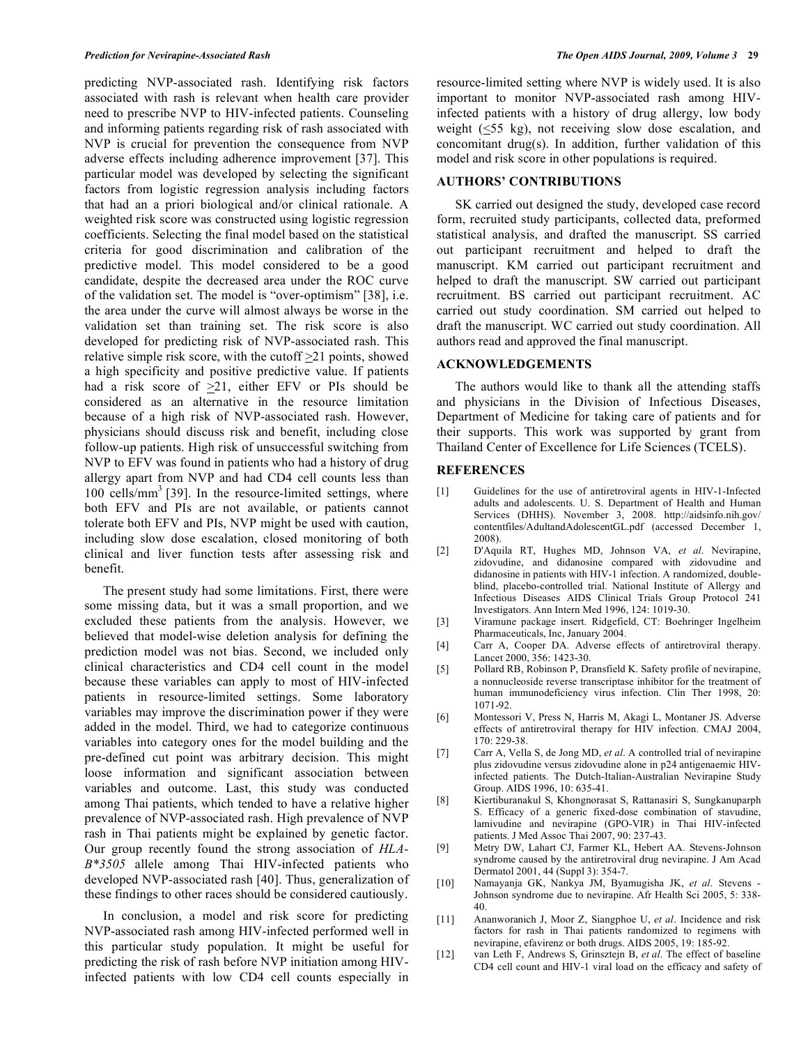predicting NVP-associated rash. Identifying risk factors associated with rash is relevant when health care provider need to prescribe NVP to HIV-infected patients. Counseling and informing patients regarding risk of rash associated with NVP is crucial for prevention the consequence from NVP adverse effects including adherence improvement [37]. This particular model was developed by selecting the significant factors from logistic regression analysis including factors that had an a priori biological and/or clinical rationale. A weighted risk score was constructed using logistic regression coefficients. Selecting the final model based on the statistical criteria for good discrimination and calibration of the predictive model. This model considered to be a good candidate, despite the decreased area under the ROC curve of the validation set. The model is "over-optimism" [38], i.e. the area under the curve will almost always be worse in the validation set than training set. The risk score is also developed for predicting risk of NVP-associated rash. This relative simple risk score, with the cutoff $\geq$21 points, showed a high specificity and positive predictive value. If patients had a risk score of $\geq$21, either EFV or PIs should be considered as an alternative in the resource limitation because of a high risk of NVP-associated rash. However, physicians should discuss risk and benefit, including close follow-up patients. High risk of unsuccessful switching from NVP to EFV was found in patients who had a history of drug allergy apart from NVP and had CD4 cell counts less than 100 cells/mm$^3$ [39]. In the resource-limited settings, where both EFV and PIs are not available, or patients cannot tolerate both EFV and PIs, NVP might be used with caution, including slow dose escalation, closed monitoring of both clinical and liver function tests after assessing risk and benefit.

The present study had some limitations. First, there were some missing data, but it was a small proportion, and we excluded these patients from the analysis. However, we believed that model-wise deletion analysis for defining the prediction model was not bias. Second, we included only clinical characteristics and CD4 cell count in the model because these variables can apply to most of HIV-infected patients in resource-limited settings. Some laboratory variables may improve the discrimination power if they were added in the model. Third, we had to categorize continuous variables into category ones for the model building and the pre-defined cut point was arbitrary decision. This might loose information and significant association between variables and outcome. Last, this study was conducted among Thai patients, which tended to have a relative higher prevalence of NVP-associated rash. High prevalence of NVP rash in Thai patients might be explained by genetic factor. Our group recently found the strong association of *HLA-B\*3505* allele among Thai HIV-infected patients who developed NVP-associated rash [40]. Thus, generalization of these findings to other races should be considered cautiously.

In conclusion, a model and risk score for predicting NVP-associated rash among HIV-infected performed well in this particular study population. It might be useful for predicting the risk of rash before NVP initiation among HIV-infected patients with low CD4 cell counts especially in resource-limited setting where NVP is widely used. It is also important to monitor NVP-associated rash among HIV-infected patients with a history of drug allergy, low body weight ($\leq$55 kg), not receiving slow dose escalation, and concomitant drug(s). In addition, further validation of this model and risk score in other populations is required.

## AUTHORS' CONTRIBUTIONS

SK carried out designed the study, developed case record form, recruited study participants, collected data, preformed statistical analysis, and drafted the manuscript. SS carried out participant recruitment and helped to draft the manuscript. KM carried out participant recruitment and helped to draft the manuscript. SW carried out participant recruitment. BS carried out participant recruitment. AC carried out study coordination. SM carried out helped to draft the manuscript. WC carried out study coordination. All authors read and approved the final manuscript.

## ACKNOWLEDGEMENTS

The authors would like to thank all the attending staffs and physicians in the Division of Infectious Diseases, Department of Medicine for taking care of patients and for their supports. This work was supported by grant from Thailand Center of Excellence for Life Sciences (TCELS).

## REFERENCES

[1] Guidelines for the use of antiretroviral agents in HIV-1-Infected adults and adolescents. U. S. Department of Health and Human Services (DHHS). November 3, 2008. http://aidsinfo.nih.gov/contentfiles/AdultandAdolescentGL.pdf (accessed December 1, 2008).

[2] D'Aquila RT, Hughes MD, Johnson VA, *et al*. Nevirapine, zidovudine, and didanosine compared with zidovudine and didanosine in patients with HIV-1 infection. A randomized, double-blind, placebo-controlled trial. National Institute of Allergy and Infectious Diseases AIDS Clinical Trials Group Protocol 241 Investigators. Ann Intern Med 1996, 124: 1019-30.

[3] Viramune package insert. Ridgefield, CT: Boehringer Ingelheim Pharmaceuticals, Inc, January 2004.

[4] Carr A, Cooper DA. Adverse effects of antiretroviral therapy. Lancet 2000, 356: 1423-30.

[5] Pollard RB, Robinson P, Dransfield K. Safety profile of nevirapine, a nonnucleoside reverse transcriptase inhibitor for the treatment of human immunodeficiency virus infection. Clin Ther 1998, 20: 1071-92.

[6] Montessori V, Press N, Harris M, Akagi L, Montaner JS. Adverse effects of antiretroviral therapy for HIV infection. CMAJ 2004, 170: 229-38.

[7] Carr A, Vella S, de Jong MD, *et al*. A controlled trial of nevirapine plus zidovudine versus zidovudine alone in p24 antigenaemic HIV-infected patients. The Dutch-Italian-Australian Nevirapine Study Group. AIDS 1996, 10: 635-41.

[8] Kiertiburanakul S, Khongnorasat S, Rattanasiri S, Sungkanuparph S. Efficacy of a generic fixed-dose combination of stavudine, lamivudine and nevirapine (GPO-VIR) in Thai HIV-infected patients. J Med Assoc Thai 2007, 90: 237-43.

[9] Metry DW, Lahart CJ, Farmer KL, Hebert AA. Stevens-Johnson syndrome caused by the antiretroviral drug nevirapine. J Am Acad Dermatol 2001, 44 (Suppl 3): 354-7.

[10] Namayanja GK, Nankya JM, Byamugisha JK, *et al*. Stevens - Johnson syndrome due to nevirapine. Afr Health Sci 2005, 5: 338-40.

[11] Ananworanich J, Moor Z, Siangphoe U, *et al*. Incidence and risk factors for rash in Thai patients randomized to regimens with nevirapine, efavirenz or both drugs. AIDS 2005, 19: 185-92.

[12] van Leth F, Andrews S, Grinsztejn B, *et al*. The effect of baseline CD4 cell count and HIV-1 viral load on the efficacy and safety of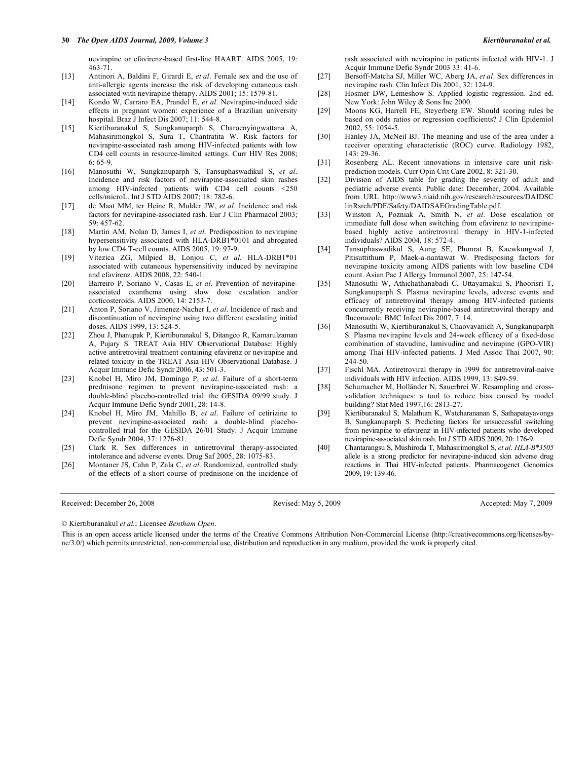nevirapine or efavirenz-based first-line HAART. AIDS 2005, 19: 463-71.

[13] Antinori A, Baldini F, Girardi E, *et al*. Female sex and the use of anti-allergic agents increase the risk of developing cutaneous rash associated with nevirapine therapy. AIDS 2001; 15: 1579-81.

[14] Kondo W, Carraro EA, Prandel E, *et al*. Nevirapine-induced side effects in pregnant women: experience of a Brazilian university hospital. Braz J Infect Dis 2007; 11: 544-8.

[15] Kiertiburanakul S, Sungkanuparph S, Charoenyingwattana A, Mahasirimongkol S, Sura T, Chantratita W. Risk factors for nevirapine-associated rash among HIV-infected patients with low CD4 cell counts in resource-limited settings. Curr HIV Res 2008; 6: 65-9.

[16] Manosuthi W, Sungkanuparph S, Tansuphaswadikul S, *et al*. Incidence and risk factors of nevirapine-associated skin rashes among HIV-infected patients with CD4 cell counts <250 cells/microL. Int J STD AIDS 2007; 18: 782-6.

[17] de Maat MM, ter Heine R, Mulder JW, *et al*. Incidence and risk factors for nevirapine-associated rash. Eur J Clin Pharmacol 2003; 59: 457-62.

[18] Martin AM, Nolan D, James I, *et al*. Predisposition to nevirapine hypersensitivity associated with HLA-DRB1*0101 and abrogated by low CD4 T-cell counts. AIDS 2005, 19: 97-9.

[19] Vitezica ZG, Milpied B, Lonjou C, *et al*. HLA-DRB1*01 associated with cutaneous hypersensitivity induced by nevirapine and efavirenz. AIDS 2008, 22: 540-1.

[20] Barreiro P, Soriano V, Casas E, *et al*. Prevention of nevirapine-associated exanthema using slow dose escalation and/or corticosteroids. AIDS 2000, 14: 2153-7.

[21] Anton P, Soriano V, Jimenez-Nacher I, *et al*. Incidence of rash and discontinuation of nevirapine using two different escalating initial doses. AIDS 1999, 13: 524-5.

[22] Zhou J, Phanupak P, Kiertiburanakul S, Ditangco R, Kamarulzaman A, Pujary S. TREAT Asia HIV Observational Database: Highly active antiretroviral treatment containing efavirenz or nevirapine and related toxicity in the TREAT Asia HIV Observational Database. J Acquir Immune Defic Syndr 2006, 43: 501-3.

[23] Knobel H, Miro JM, Domingo P, *et al*. Failure of a short-term prednisone regimen to prevent nevirapine-associated rash: a double-blind placebo-controlled trial: the GESIDA 09/99 study. J Acquir Immune Defic Syndr 2001, 28: 14-8.

[24] Knobel H, Miro JM, Mahillo B, *et al*. Failure of cetirizine to prevent nevirapine-associated rash: a double-blind placebo-controlled trial for the GESIDA 26/01 Study. J Acquir Immune Defic Syndr 2004, 37: 1276-81.

[25] Clark R. Sex differences in antiretroviral therapy-associated intolerance and adverse events. Drug Saf 2005, 28: 1075-83.

[26] Montaner JS, Cahn P, Zala C, *et al*. Randomized, controlled study of the effects of a short course of prednisone on the incidence of rash associated with nevirapine in patients infected with HIV-1. J Acquir Immune Defic Syndr 2003 33: 41-6.

[27] Bersoff-Matcha SJ, Miller WC, Aberg JA, *et al*. Sex differences in nevirapine rash. Clin Infect Dis 2001, 32: 124-9.

[28] Hosmer DW, Lemeshow S. Applied logistic regression. 2nd ed. New York: John Wiley & Sons Inc 2000.

[29] Moons KG, Harrell FE, Steyerberg EW. Should scoring rules be based on odds ratios or regression coefficients? J Clin Epidemiol 2002, 55: 1054-5.

[30] Hanley JA, McNeil BJ. The meaning and use of the area under a receiver operating characteristic (ROC) curve. Radiology 1982, 143: 29-36.

[31] Rosenberg AL. Recent innovations in intensive care unit risk-prediction models. Curr Opin Crit Care 2002, 8: 321-30.

[32] Division of AIDS table for grading the severity of adult and pediatric adverse events. Public date: December, 2004. Available from URL http://www3.niaid.nih.gov/research/resources/DAIDSClinRsrch/PDF/Safety/DAIDSAEGradingTable.pdf.

[33] Winston A, Pozniak A, Smith N, *et al*. Dose escalation or immediate full dose when switching from efavirenz to nevirapine-based highly active antiretroviral therapy in HIV-1-infected individuals? AIDS 2004, 18: 572-4.

[34] Tansuphaswadikul S, Aung SE, Phonrat B, Kaewkungwal J, Pitisuttithum P, Maek-a-nantawat W. Predisposing factors for nevirapine toxicity among AIDS patients with low baseline CD4 count. Asian Pac J Allergy Immunol 2007, 25: 147-54.

[35] Manosuthi W, Athichathanabadi C, Uttayamakul S, Phoorisri T, Sungkanuparph S. Plasma nevirapine levels, adverse events and efficacy of antiretroviral therapy among HIV-infected patients concurrently receiving nevirapine-based antiretroviral therapy and fluconazole. BMC Infect Dis 2007, 7: 14.

[36] Manosuthi W, Kiertiburanakul S, Chaovavanich A, Sungkanuparph S. Plasma nevirapine levels and 24-week efficacy of a fixed-dose combination of stavudine, lamivudine and nevirapine (GPO-VIR) among Thai HIV-infected patients. J Med Assoc Thai 2007, 90: 244-50.

[37] Fischl MA. Antiretroviral therapy in 1999 for antiretroviral-naive individuals with HIV infection. AIDS 1999, 13: S49-59.

[38] Schumacher M, Holländer N, Sauerbrei W. Resampling and cross-validation techniques: a tool to reduce bias caused by model building? Stat Med 1997,16: 2813-27.

[39] Kiertiburanakul S, Malathum K, Watcharananan S, Sathapatayavongs B, Sungkanuparph S. Predicting factors for unsuccessful switching from nevirapine to efavirenz in HIV-infected patients who developed nevirapine-associated skin rash. Int J STD AIDS 2009, 20: 176-9.

[40] Chantarangsu S, Mushiroda T, Mahasirimongkol S, *et al*. *HLA-B*3505* allele is a strong predictor for nevirapine-induced skin adverse drug reactions in Thai HIV-infected patients. Pharmacogenet Genomics 2009, 19: 139-46.

Received: December 26, 2008 Revised: May 5, 2009 Accepted: May 7, 2009

© Kiertiburanakul *et al.*; Licensee *Bentham Open*.

This is an open access article licensed under the terms of the Creative Commons Attribution Non-Commercial License (http://creativecommons.org/licenses/by-nc/3.0/) which permits unrestricted, non-commercial use, distribution and reproduction in any medium, provided the work is properly cited.